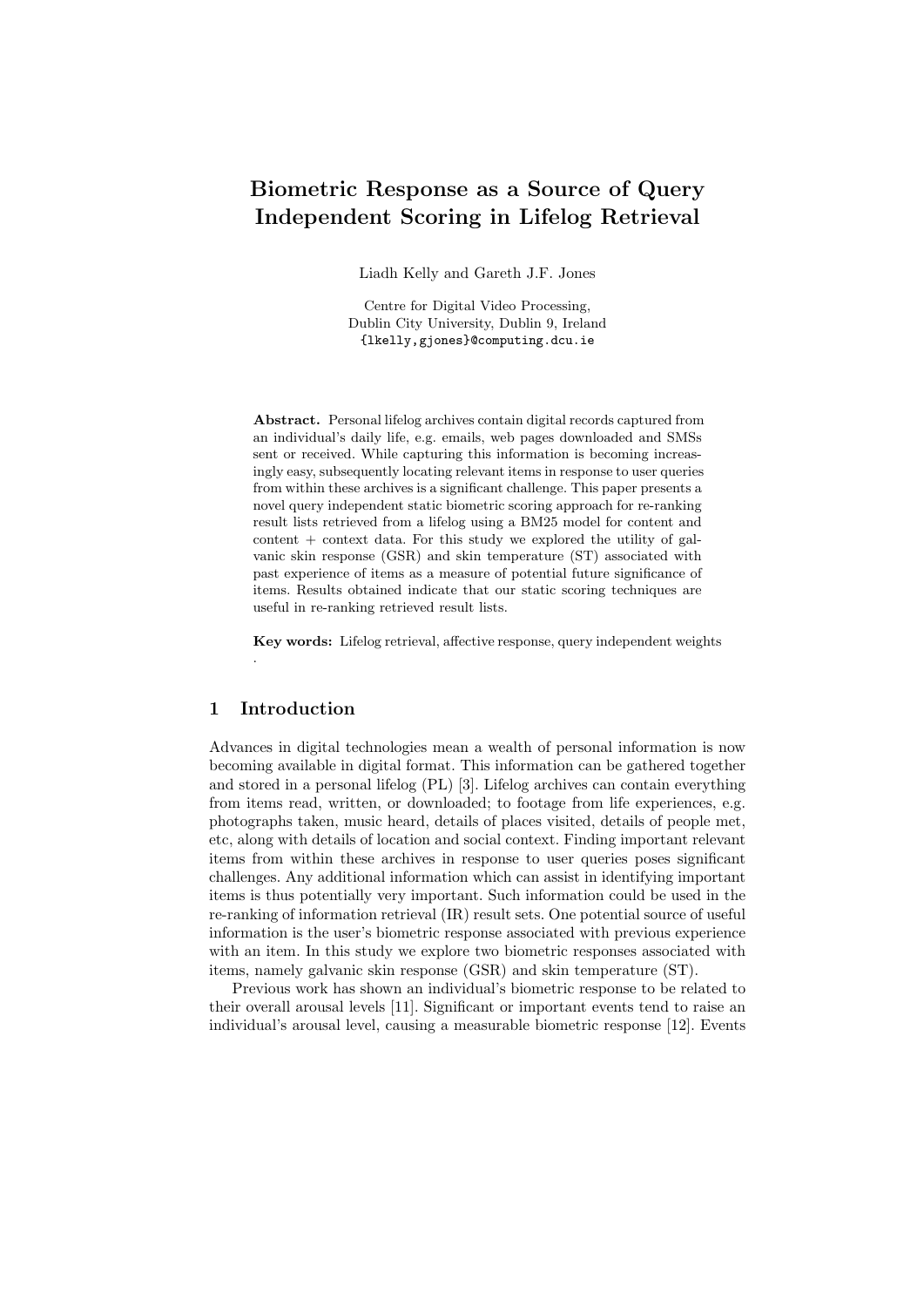# Biometric Response as a Source of Query Independent Scoring in Lifelog Retrieval

Liadh Kelly and Gareth J.F. Jones

Centre for Digital Video Processing,
Dublin City University, Dublin 9, Ireland
{lkelly,gjones}@computing.dcu.ie

**Abstract.** Personal lifelog archives contain digital records captured from an individual's daily life, e.g. emails, web pages downloaded and SMSs sent or received. While capturing this information is becoming increasingly easy, subsequently locating relevant items in response to user queries from within these archives is a significant challenge. This paper presents a novel query independent static biometric scoring approach for re-ranking result lists retrieved from a lifelog using a BM25 model for content and content + context data. For this study we explored the utility of galvanic skin response (GSR) and skin temperature (ST) associated with past experience of items as a measure of potential future significance of items. Results obtained indicate that our static scoring techniques are useful in re-ranking retrieved result lists.

**Key words:** Lifelog retrieval, affective response, query independent weights .

## 1 Introduction

Advances in digital technologies mean a wealth of personal information is now becoming available in digital format. This information can be gathered together and stored in a personal lifelog (PL) [3]. Lifelog archives can contain everything from items read, written, or downloaded; to footage from life experiences, e.g. photographs taken, music heard, details of places visited, details of people met, etc, along with details of location and social context. Finding important relevant items from within these archives in response to user queries poses significant challenges. Any additional information which can assist in identifying important items is thus potentially very important. Such information could be used in the re-ranking of information retrieval (IR) result sets. One potential source of useful information is the user's biometric response associated with previous experience with an item. In this study we explore two biometric responses associated with items, namely galvanic skin response (GSR) and skin temperature (ST).

Previous work has shown an individual's biometric response to be related to their overall arousal levels [11]. Significant or important events tend to raise an individual's arousal level, causing a measurable biometric response [12]. Events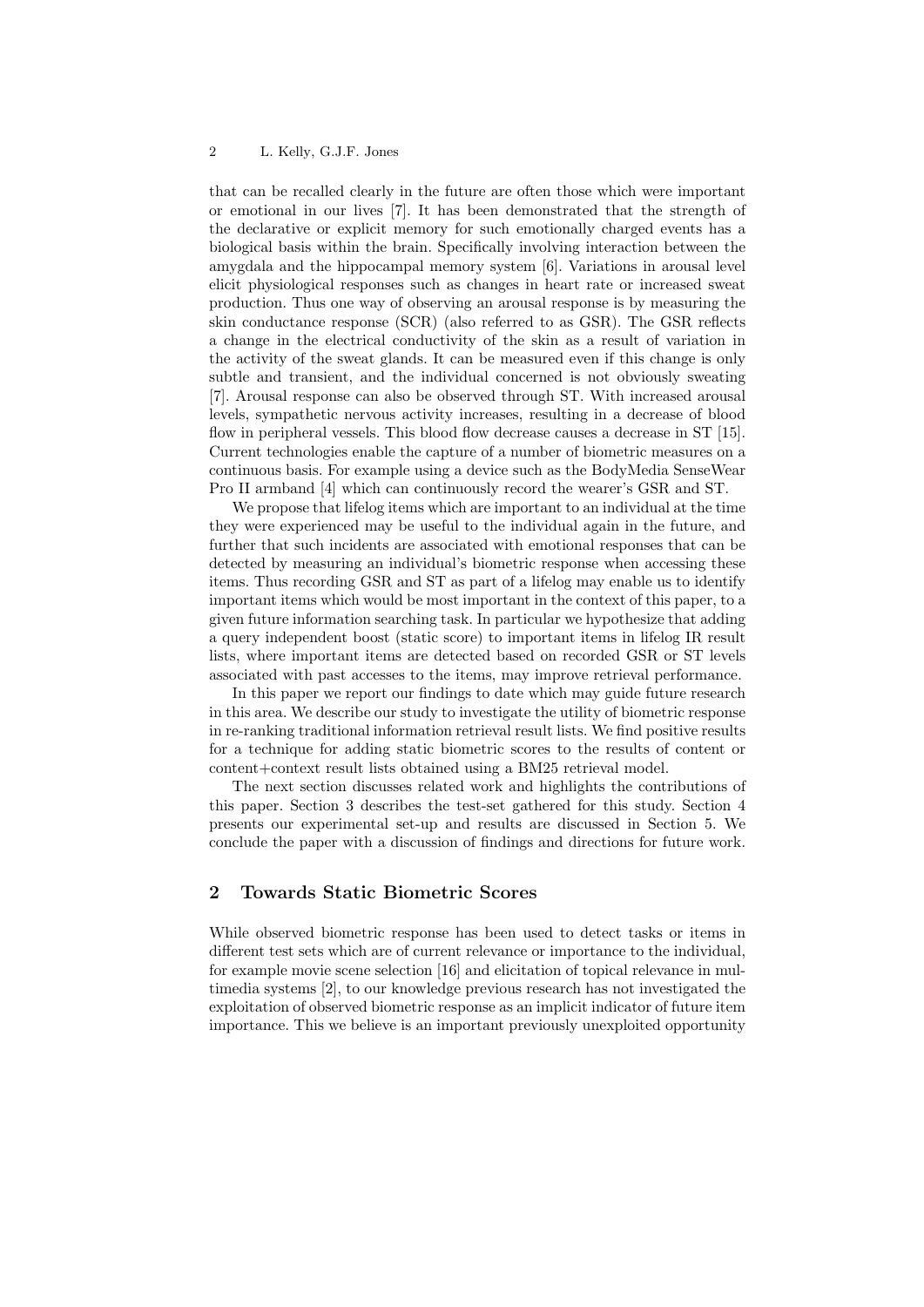that can be recalled clearly in the future are often those which were important or emotional in our lives [7]. It has been demonstrated that the strength of the declarative or explicit memory for such emotionally charged events has a biological basis within the brain. Specifically involving interaction between the amygdala and the hippocampal memory system [6]. Variations in arousal level elicit physiological responses such as changes in heart rate or increased sweat production. Thus one way of observing an arousal response is by measuring the skin conductance response (SCR) (also referred to as GSR). The GSR reflects a change in the electrical conductivity of the skin as a result of variation in the activity of the sweat glands. It can be measured even if this change is only subtle and transient, and the individual concerned is not obviously sweating [7]. Arousal response can also be observed through ST. With increased arousal levels, sympathetic nervous activity increases, resulting in a decrease of blood flow in peripheral vessels. This blood flow decrease causes a decrease in ST [15]. Current technologies enable the capture of a number of biometric measures on a continuous basis. For example using a device such as the BodyMedia SenseWear Pro II armband [4] which can continuously record the wearer's GSR and ST.

We propose that lifelog items which are important to an individual at the time they were experienced may be useful to the individual again in the future, and further that such incidents are associated with emotional responses that can be detected by measuring an individual's biometric response when accessing these items. Thus recording GSR and ST as part of a lifelog may enable us to identify important items which would be most important in the context of this paper, to a given future information searching task. In particular we hypothesize that adding a query independent boost (static score) to important items in lifelog IR result lists, where important items are detected based on recorded GSR or ST levels associated with past accesses to the items, may improve retrieval performance.

In this paper we report our findings to date which may guide future research in this area. We describe our study to investigate the utility of biometric response in re-ranking traditional information retrieval result lists. We find positive results for a technique for adding static biometric scores to the results of content or content+context result lists obtained using a BM25 retrieval model.

The next section discusses related work and highlights the contributions of this paper. Section 3 describes the test-set gathered for this study. Section 4 presents our experimental set-up and results are discussed in Section 5. We conclude the paper with a discussion of findings and directions for future work.

## 2 Towards Static Biometric Scores

While observed biometric response has been used to detect tasks or items in different test sets which are of current relevance or importance to the individual, for example movie scene selection [16] and elicitation of topical relevance in multimedia systems [2], to our knowledge previous research has not investigated the exploitation of observed biometric response as an implicit indicator of future item importance. This we believe is an important previously unexploited opportunity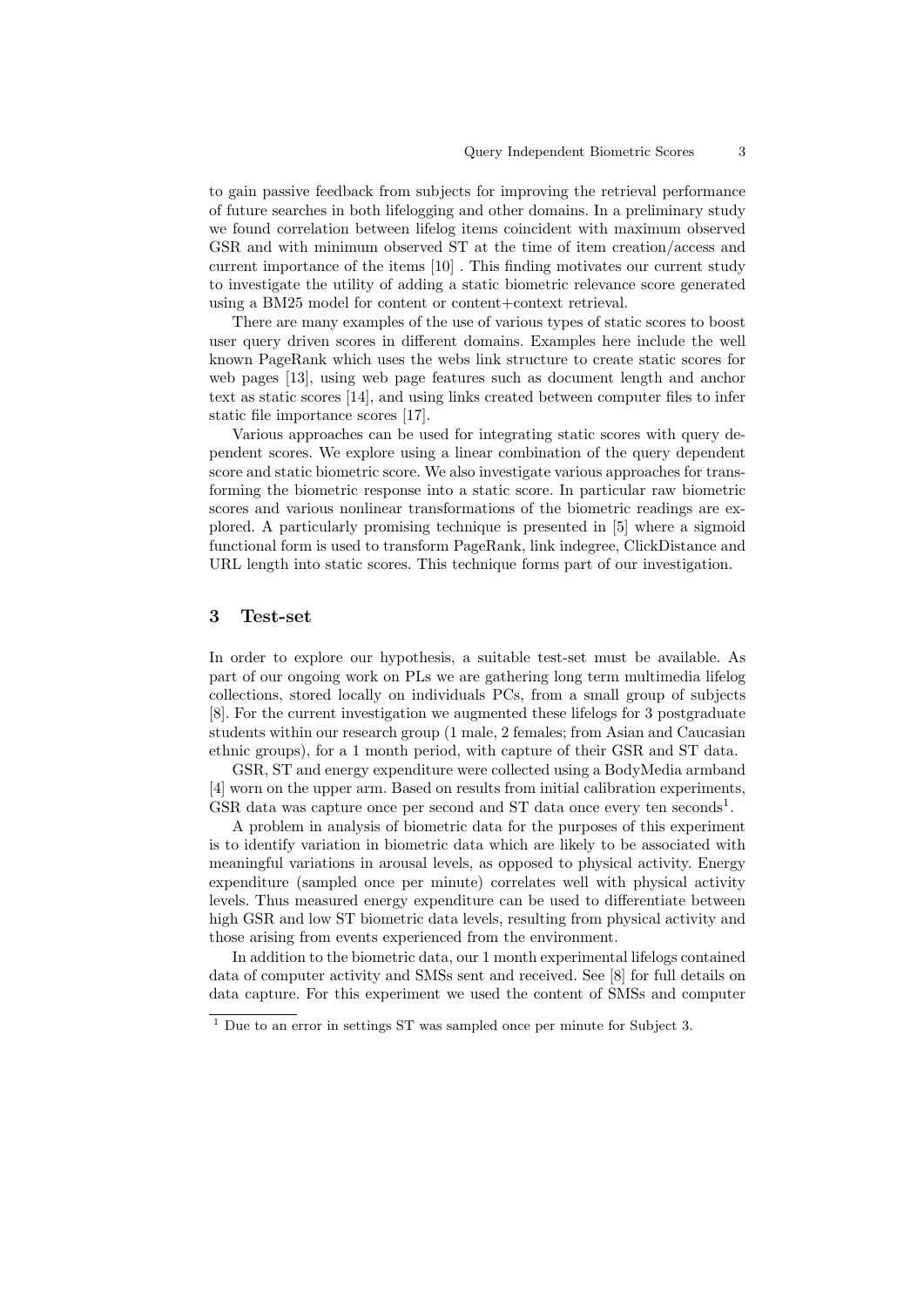to gain passive feedback from subjects for improving the retrieval performance of future searches in both lifelogging and other domains. In a preliminary study we found correlation between lifelog items coincident with maximum observed GSR and with minimum observed ST at the time of item creation/access and current importance of the items [10] . This finding motivates our current study to investigate the utility of adding a static biometric relevance score generated using a BM25 model for content or content+context retrieval.

There are many examples of the use of various types of static scores to boost user query driven scores in different domains. Examples here include the well known PageRank which uses the webs link structure to create static scores for web pages [13], using web page features such as document length and anchor text as static scores [14], and using links created between computer files to infer static file importance scores [17].

Various approaches can be used for integrating static scores with query dependent scores. We explore using a linear combination of the query dependent score and static biometric score. We also investigate various approaches for transforming the biometric response into a static score. In particular raw biometric scores and various nonlinear transformations of the biometric readings are explored. A particularly promising technique is presented in [5] where a sigmoid functional form is used to transform PageRank, link indegree, ClickDistance and URL length into static scores. This technique forms part of our investigation.

## 3 Test-set

In order to explore our hypothesis, a suitable test-set must be available. As part of our ongoing work on PLs we are gathering long term multimedia lifelog collections, stored locally on individuals PCs, from a small group of subjects [8]. For the current investigation we augmented these lifelogs for 3 postgraduate students within our research group (1 male, 2 females; from Asian and Caucasian ethnic groups), for a 1 month period, with capture of their GSR and ST data.

GSR, ST and energy expenditure were collected using a BodyMedia armband [4] worn on the upper arm. Based on results from initial calibration experiments, GSR data was capture once per second and ST data once every ten seconds[1].

A problem in analysis of biometric data for the purposes of this experiment is to identify variation in biometric data which are likely to be associated with meaningful variations in arousal levels, as opposed to physical activity. Energy expenditure (sampled once per minute) correlates well with physical activity levels. Thus measured energy expenditure can be used to differentiate between high GSR and low ST biometric data levels, resulting from physical activity and those arising from events experienced from the environment.

In addition to the biometric data, our 1 month experimental lifelogs contained data of computer activity and SMSs sent and received. See [8] for full details on data capture. For this experiment we used the content of SMSs and computer

[1] Due to an error in settings ST was sampled once per minute for Subject 3.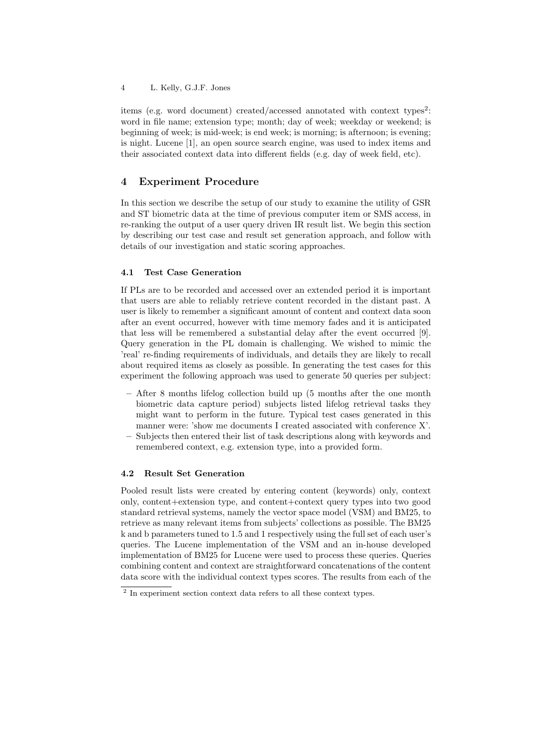items (e.g. word document) created/accessed annotated with context types[2]: word in file name; extension type; month; day of week; weekday or weekend; is beginning of week; is mid-week; is end week; is morning; is afternoon; is evening; is night. Lucene [1], an open source search engine, was used to index items and their associated context data into different fields (e.g. day of week field, etc).

## 4 Experiment Procedure

In this section we describe the setup of our study to examine the utility of GSR and ST biometric data at the time of previous computer item or SMS access, in re-ranking the output of a user query driven IR result list. We begin this section by describing our test case and result set generation approach, and follow with details of our investigation and static scoring approaches.

### 4.1 Test Case Generation

If PLs are to be recorded and accessed over an extended period it is important that users are able to reliably retrieve content recorded in the distant past. A user is likely to remember a significant amount of content and context data soon after an event occurred, however with time memory fades and it is anticipated that less will be remembered a substantial delay after the event occurred [9]. Query generation in the PL domain is challenging. We wished to mimic the 'real' re-finding requirements of individuals, and details they are likely to recall about required items as closely as possible. In generating the test cases for this experiment the following approach was used to generate 50 queries per subject:

- After 8 months lifelog collection build up (5 months after the one month biometric data capture period) subjects listed lifelog retrieval tasks they might want to perform in the future. Typical test cases generated in this manner were: 'show me documents I created associated with conference X'.
- Subjects then entered their list of task descriptions along with keywords and remembered context, e.g. extension type, into a provided form.

### 4.2 Result Set Generation

Pooled result lists were created by entering content (keywords) only, context only, content+extension type, and content+context query types into two good standard retrieval systems, namely the vector space model (VSM) and BM25, to retrieve as many relevant items from subjects' collections as possible. The BM25 k and b parameters tuned to 1.5 and 1 respectively using the full set of each user's queries. The Lucene implementation of the VSM and an in-house developed implementation of BM25 for Lucene were used to process these queries. Queries combining content and context are straightforward concatenations of the content data score with the individual context types scores. The results from each of the

[2] In experiment section context data refers to all these context types.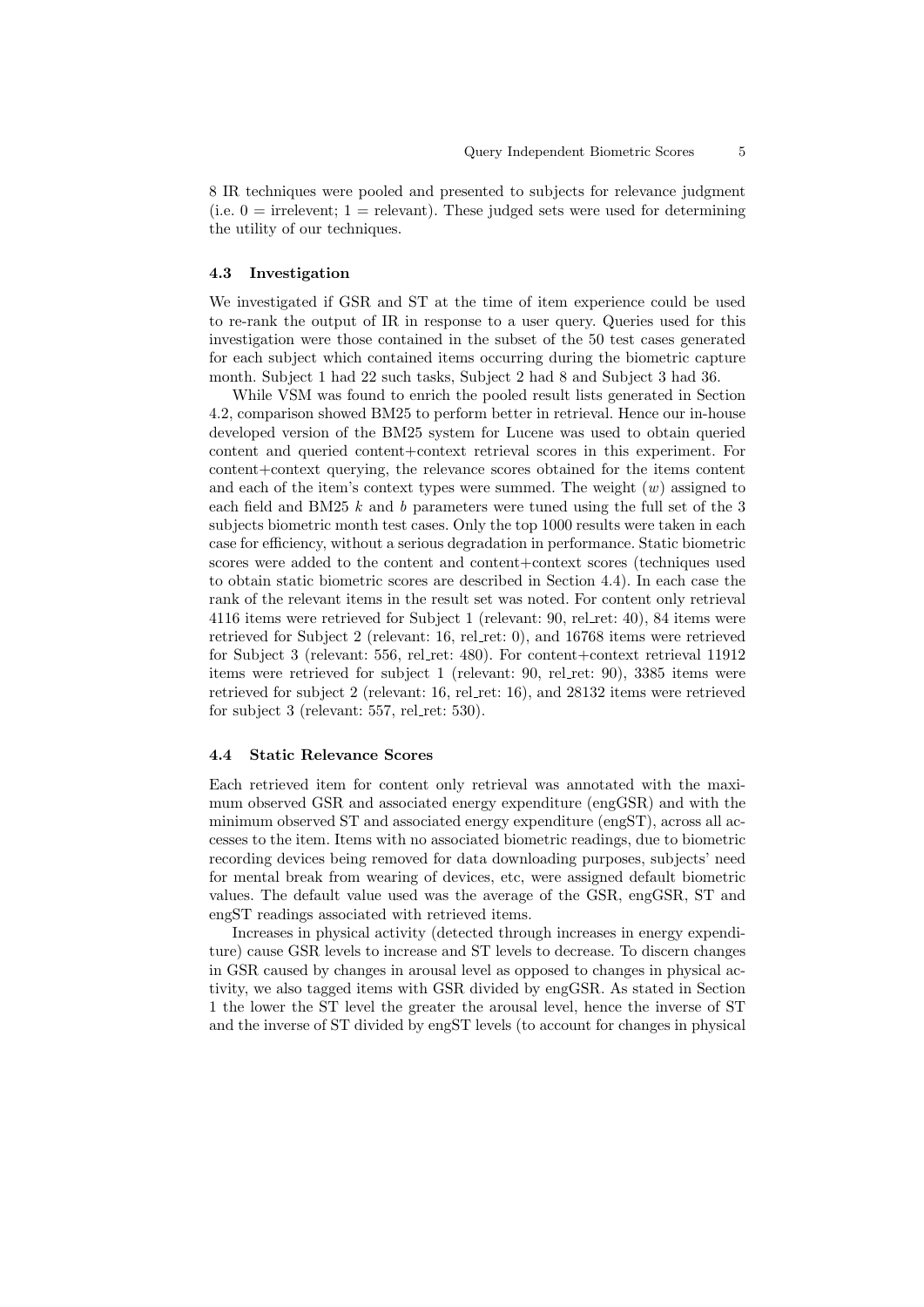8 IR techniques were pooled and presented to subjects for relevance judgment (i.e. 0 = irrelevent; 1 = relevant). These judged sets were used for determining the utility of our techniques.

### 4.3 Investigation

We investigated if GSR and ST at the time of item experience could be used to re-rank the output of IR in response to a user query. Queries used for this investigation were those contained in the subset of the 50 test cases generated for each subject which contained items occurring during the biometric capture month. Subject 1 had 22 such tasks, Subject 2 had 8 and Subject 3 had 36.

While VSM was found to enrich the pooled result lists generated in Section 4.2, comparison showed BM25 to perform better in retrieval. Hence our in-house developed version of the BM25 system for Lucene was used to obtain queried content and queried content+context retrieval scores in this experiment. For content+context querying, the relevance scores obtained for the items content and each of the item's context types were summed. The weight ($w$) assigned to each field and BM25 $k$ and $b$ parameters were tuned using the full set of the 3 subjects biometric month test cases. Only the top 1000 results were taken in each case for efficiency, without a serious degradation in performance. Static biometric scores were added to the content and content+context scores (techniques used to obtain static biometric scores are described in Section 4.4). In each case the rank of the relevant items in the result set was noted. For content only retrieval 4116 items were retrieved for Subject 1 (relevant: 90, rel_ret: 40), 84 items were retrieved for Subject 2 (relevant: 16, rel_ret: 0), and 16768 items were retrieved for Subject 3 (relevant: 556, rel_ret: 480). For content+context retrieval 11912 items were retrieved for subject 1 (relevant: 90, rel_ret: 90), 3385 items were retrieved for subject 2 (relevant: 16, rel_ret: 16), and 28132 items were retrieved for subject 3 (relevant: 557, rel_ret: 530).

### 4.4 Static Relevance Scores

Each retrieved item for content only retrieval was annotated with the maximum observed GSR and associated energy expenditure (engGSR) and with the minimum observed ST and associated energy expenditure (engST), across all accesses to the item. Items with no associated biometric readings, due to biometric recording devices being removed for data downloading purposes, subjects' need for mental break from wearing of devices, etc, were assigned default biometric values. The default value used was the average of the GSR, engGSR, ST and engST readings associated with retrieved items.

Increases in physical activity (detected through increases in energy expenditure) cause GSR levels to increase and ST levels to decrease. To discern changes in GSR caused by changes in arousal level as opposed to changes in physical activity, we also tagged items with GSR divided by engGSR. As stated in Section 1 the lower the ST level the greater the arousal level, hence the inverse of ST and the inverse of ST divided by engST levels (to account for changes in physical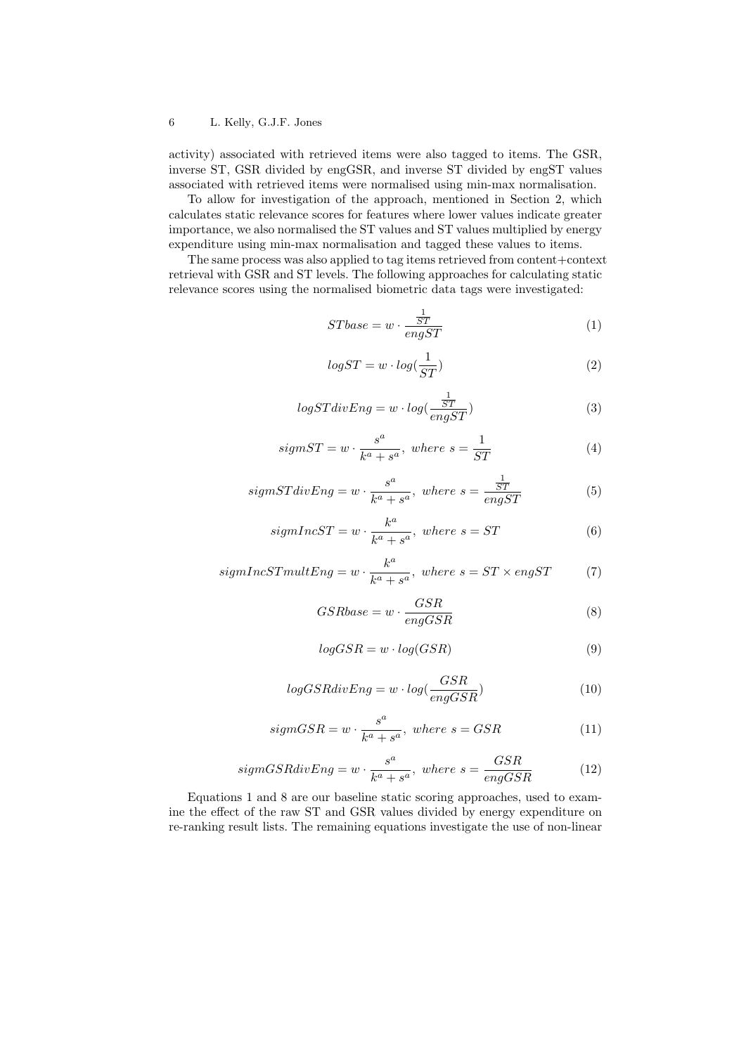activity) associated with retrieved items were also tagged to items. The GSR, inverse ST, GSR divided by engGSR, and inverse ST divided by engST values associated with retrieved items were normalised using min-max normalisation.

To allow for investigation of the approach, mentioned in Section 2, which calculates static relevance scores for features where lower values indicate greater importance, we also normalised the ST values and ST values multiplied by energy expenditure using min-max normalisation and tagged these values to items.

The same process was also applied to tag items retrieved from content+context retrieval with GSR and ST levels. The following approaches for calculating static relevance scores using the normalised biometric data tags were investigated:

$$STbase = w \cdot \frac{\frac{1}{ST}}{engST} \tag{1}$$

$$logST = w \cdot log(\frac{1}{ST}) \tag{2}$$

$$logSTdivEng = w \cdot log(\frac{\frac{1}{ST}}{engST}) \tag{3}$$

$$sigmST = w \cdot \frac{s^a}{k^a + s^a},\ where\ s = \frac{1}{ST} \tag{4}$$

$$sigmSTdivEng = w \cdot \frac{s^a}{k^a + s^a},\ where\ s = \frac{\frac{1}{ST}}{engST} \tag{5}$$

$$sigmIncST = w \cdot \frac{k^a}{k^a + s^a},\ where\ s = ST \tag{6}$$

$$sigmIncSTmultEng = w \cdot \frac{k^a}{k^a + s^a},\ where\ s = ST \times engST \tag{7}$$

$$GSRbase = w \cdot \frac{GSR}{engGSR} \tag{8}$$

$$logGSR = w \cdot log(GSR) \tag{9}$$

$$logGSRdivEng = w \cdot log(\frac{GSR}{engGSR}) \tag{10}$$

$$sigmGSR = w \cdot \frac{s^a}{k^a + s^a},\ where\ s = GSR \tag{11}$$

$$sigmGSRdivEng = w \cdot \frac{s^a}{k^a + s^a},\ where\ s = \frac{GSR}{engGSR} \tag{12}$$

Equations 1 and 8 are our baseline static scoring approaches, used to examine the effect of the raw ST and GSR values divided by energy expenditure on re-ranking result lists. The remaining equations investigate the use of non-linear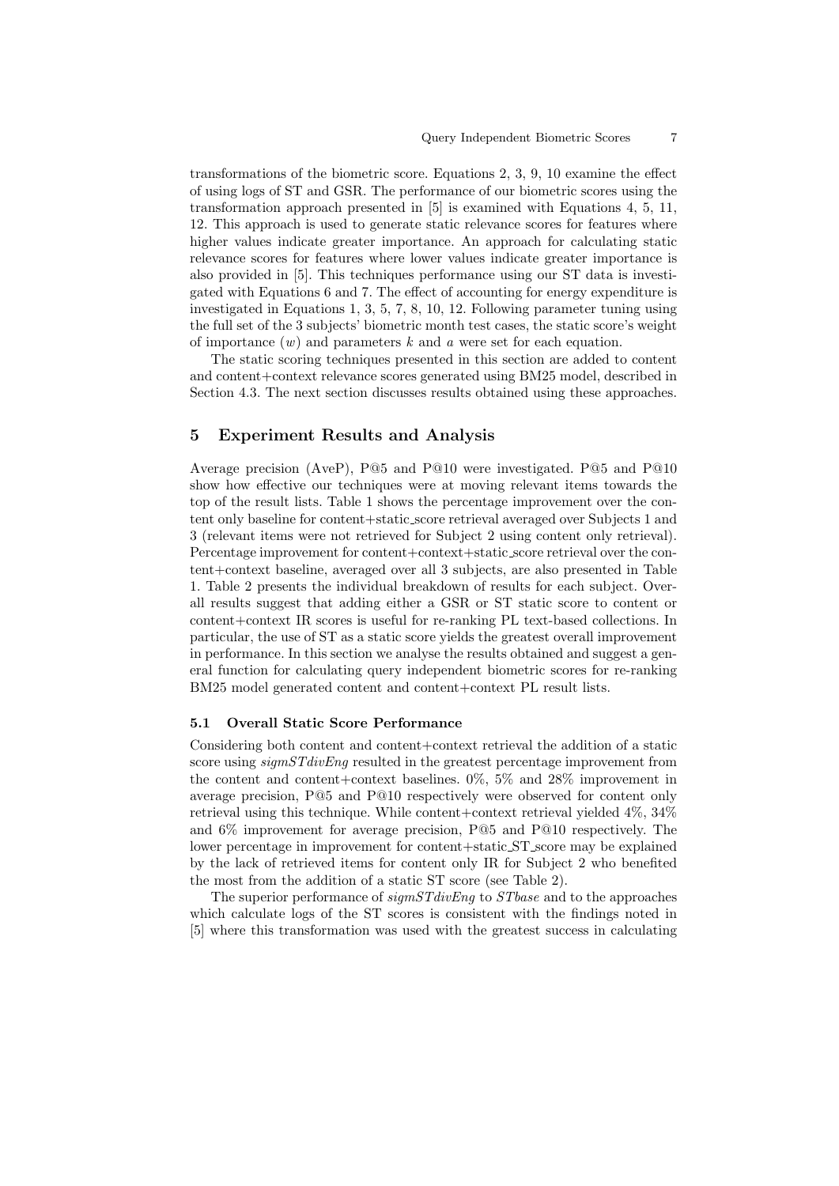transformations of the biometric score. Equations 2, 3, 9, 10 examine the effect of using logs of ST and GSR. The performance of our biometric scores using the transformation approach presented in [5] is examined with Equations 4, 5, 11, 12. This approach is used to generate static relevance scores for features where higher values indicate greater importance. An approach for calculating static relevance scores for features where lower values indicate greater importance is also provided in [5]. This techniques performance using our ST data is investigated with Equations 6 and 7. The effect of accounting for energy expenditure is investigated in Equations 1, 3, 5, 7, 8, 10, 12. Following parameter tuning using the full set of the 3 subjects' biometric month test cases, the static score's weight of importance ($w$) and parameters $k$ and $a$ were set for each equation.

The static scoring techniques presented in this section are added to content and content+context relevance scores generated using BM25 model, described in Section 4.3. The next section discusses results obtained using these approaches.

## 5 Experiment Results and Analysis

Average precision (AveP), P@5 and P@10 were investigated. P@5 and P@10 show how effective our techniques were at moving relevant items towards the top of the result lists. Table 1 shows the percentage improvement over the content only baseline for content+static_score retrieval averaged over Subjects 1 and 3 (relevant items were not retrieved for Subject 2 using content only retrieval). Percentage improvement for content+context+static_score retrieval over the content+context baseline, averaged over all 3 subjects, are also presented in Table 1. Table 2 presents the individual breakdown of results for each subject. Overall results suggest that adding either a GSR or ST static score to content or content+context IR scores is useful for re-ranking PL text-based collections. In particular, the use of ST as a static score yields the greatest overall improvement in performance. In this section we analyse the results obtained and suggest a general function for calculating query independent biometric scores for re-ranking BM25 model generated content and content+context PL result lists.

### 5.1 Overall Static Score Performance

Considering both content and content+context retrieval the addition of a static score using *sigmSTdivEng* resulted in the greatest percentage improvement from the content and content+context baselines. 0%, 5% and 28% improvement in average precision, P@5 and P@10 respectively were observed for content only retrieval using this technique. While content+context retrieval yielded 4%, 34% and 6% improvement for average precision, P@5 and P@10 respectively. The lower percentage in improvement for content+static_ST_score may be explained by the lack of retrieved items for content only IR for Subject 2 who benefited the most from the addition of a static ST score (see Table 2).

The superior performance of *sigmSTdivEng* to *STbase* and to the approaches which calculate logs of the ST scores is consistent with the findings noted in [5] where this transformation was used with the greatest success in calculating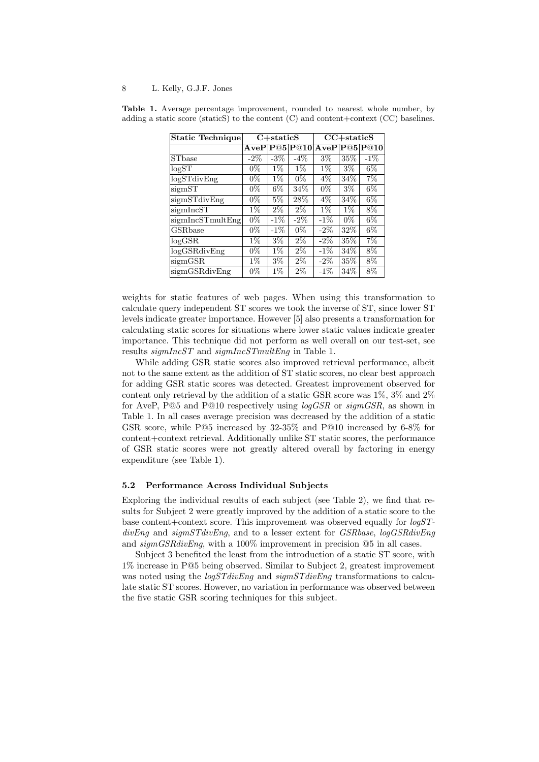**Table 1.** Average percentage improvement, rounded to nearest whole number, by adding a static score (staticS) to the content (C) and content+context (CC) baselines.

| **Static Technique** | **C+staticS** | | | **CC+staticS** | | |
|---|---|---|---|---|---|---|
| | **AveP** | **P@5** | **P@10** | **AveP** | **P@5** | **P@10** |
| STbase | -2% | -3% | -4% | 3% | 35% | -1% |
| logST | 0% | 1% | 1% | 1% | 3% | 6% |
| logSTdivEng | 0% | 1% | 0% | 4% | 34% | 7% |
| sigmST | 0% | 6% | 34% | 0% | 3% | 6% |
| sigmSTdivEng | 0% | 5% | 28% | 4% | 34% | 6% |
| sigmIncST | 1% | 2% | 2% | 1% | 1% | 8% |
| sigmIncSTmultEng | 0% | -1% | -2% | -1% | 0% | 6% |
| GSRbase | 0% | -1% | 0% | -2% | 32% | 6% |
| logGSR | 1% | 3% | 2% | -2% | 35% | 7% |
| logGSRdivEng | 0% | 1% | 2% | -1% | 34% | 8% |
| sigmGSR | 1% | 3% | 2% | -2% | 35% | 8% |
| sigmGSRdivEng | 0% | 1% | 2% | -1% | 34% | 8% |

weights for static features of web pages. When using this transformation to calculate query independent ST scores we took the inverse of ST, since lower ST levels indicate greater importance. However [5] also presents a transformation for calculating static scores for situations where lower static values indicate greater importance. This technique did not perform as well overall on our test-set, see results *sigmIncST* and *sigmIncSTmultEng* in Table 1.

While adding GSR static scores also improved retrieval performance, albeit not to the same extent as the addition of ST static scores, no clear best approach for adding GSR static scores was detected. Greatest improvement observed for content only retrieval by the addition of a static GSR score was 1%, 3% and 2% for AveP, P@5 and P@10 respectively using *logGSR* or *sigmGSR*, as shown in Table 1. In all cases average precision was decreased by the addition of a static GSR score, while P@5 increased by 32-35% and P@10 increased by 6-8% for content+context retrieval. Additionally unlike ST static scores, the performance of GSR static scores were not greatly altered overall by factoring in energy expenditure (see Table 1).

### 5.2 Performance Across Individual Subjects

Exploring the individual results of each subject (see Table 2), we find that results for Subject 2 were greatly improved by the addition of a static score to the base content+context score. This improvement was observed equally for *logSTdivEng* and *sigmSTdivEng*, and to a lesser extent for *GSRbase*, *logGSRdivEng* and *sigmGSRdivEng*, with a 100% improvement in precision @5 in all cases.

Subject 3 benefited the least from the introduction of a static ST score, with 1% increase in P@5 being observed. Similar to Subject 2, greatest improvement was noted using the *logSTdivEng* and *sigmSTdivEng* transformations to calculate static ST scores. However, no variation in performance was observed between the five static GSR scoring techniques for this subject.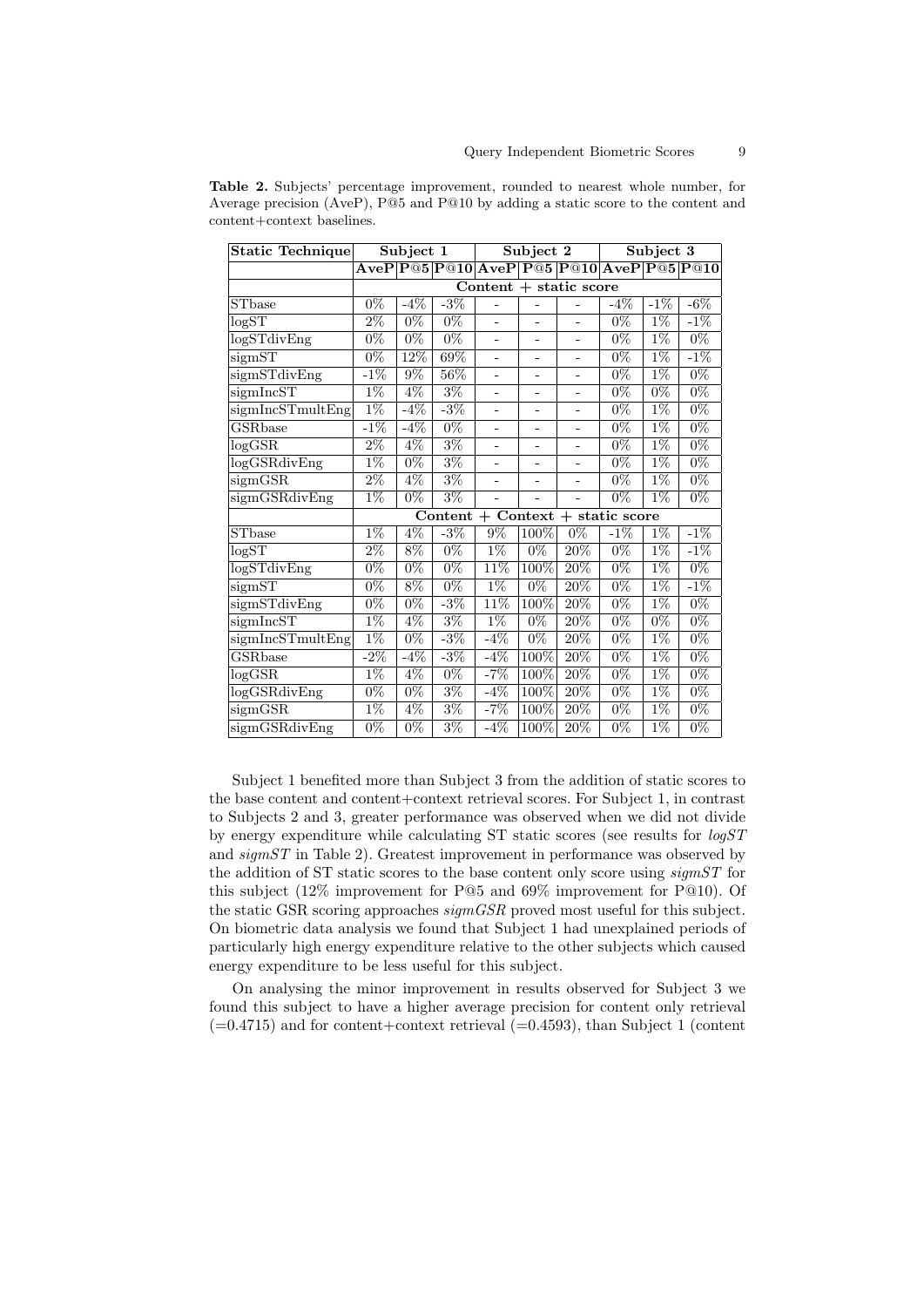**Table 2.** Subjects' percentage improvement, rounded to nearest whole number, for Average precision (AveP), P@5 and P@10 by adding a static score to the content and content+context baselines.

| Static Technique | Subject 1 | | | Subject 2 | | | Subject 3 | | |
|---|---|---|---|---|---|---|---|---|---|
| | **AveP** | **P@5** | **P@10** | **AveP** | **P@5** | **P@10** | **AveP** | **P@5** | **P@10** |
| | **Content + static score** | | | | | | | | |
| STbase | 0% | -4% | -3% | - | - | - | -4% | -1% | -6% |
| logST | 2% | 0% | 0% | - | - | - | 0% | 1% | -1% |
| logSTdivEng | 0% | 0% | 0% | - | - | - | 0% | 1% | 0% |
| sigmST | 0% | 12% | 69% | - | - | - | 0% | 1% | -1% |
| sigmSTdivEng | -1% | 9% | 56% | - | - | - | 0% | 1% | 0% |
| sigmIncST | 1% | 4% | 3% | - | - | - | 0% | 0% | 0% |
| sigmIncSTmultEng | 1% | -4% | -3% | - | - | - | 0% | 1% | 0% |
| GSRbase | -1% | -4% | 0% | - | - | - | 0% | 1% | 0% |
| logGSR | 2% | 4% | 3% | - | - | - | 0% | 1% | 0% |
| logGSRdivEng | 1% | 0% | 3% | - | - | - | 0% | 1% | 0% |
| sigmGSR | 2% | 4% | 3% | - | - | - | 0% | 1% | 0% |
| sigmGSRdivEng | 1% | 0% | 3% | - | - | - | 0% | 1% | 0% |
| | **Content + Context + static score** | | | | | | | | |
| STbase | 1% | 4% | -3% | 9% | 100% | 0% | -1% | 1% | -1% |
| logST | 2% | 8% | 0% | 1% | 0% | 20% | 0% | 1% | -1% |
| logSTdivEng | 0% | 0% | 0% | 11% | 100% | 20% | 0% | 1% | 0% |
| sigmST | 0% | 8% | 0% | 1% | 0% | 20% | 0% | 1% | -1% |
| sigmSTdivEng | 0% | 0% | -3% | 11% | 100% | 20% | 0% | 1% | 0% |
| sigmIncST | 1% | 4% | 3% | 1% | 0% | 20% | 0% | 0% | 0% |
| sigmIncSTmultEng | 1% | 0% | -3% | -4% | 0% | 20% | 0% | 1% | 0% |
| GSRbase | -2% | -4% | -3% | -4% | 100% | 20% | 0% | 1% | 0% |
| logGSR | 1% | 4% | 0% | -7% | 100% | 20% | 0% | 1% | 0% |
| logGSRdivEng | 0% | 0% | 3% | -4% | 100% | 20% | 0% | 1% | 0% |
| sigmGSR | 1% | 4% | 3% | -7% | 100% | 20% | 0% | 1% | 0% |
| sigmGSRdivEng | 0% | 0% | 3% | -4% | 100% | 20% | 0% | 1% | 0% |

Subject 1 benefited more than Subject 3 from the addition of static scores to the base content and content+context retrieval scores. For Subject 1, in contrast to Subjects 2 and 3, greater performance was observed when we did not divide by energy expenditure while calculating ST static scores (see results for *logST* and *sigmST* in Table 2). Greatest improvement in performance was observed by the addition of ST static scores to the base content only score using *sigmST* for this subject (12% improvement for P@5 and 69% improvement for P@10). Of the static GSR scoring approaches *sigmGSR* proved most useful for this subject. On biometric data analysis we found that Subject 1 had unexplained periods of particularly high energy expenditure relative to the other subjects which caused energy expenditure to be less useful for this subject.

On analysing the minor improvement in results observed for Subject 3 we found this subject to have a higher average precision for content only retrieval (=0.4715) and for content+context retrieval (=0.4593), than Subject 1 (content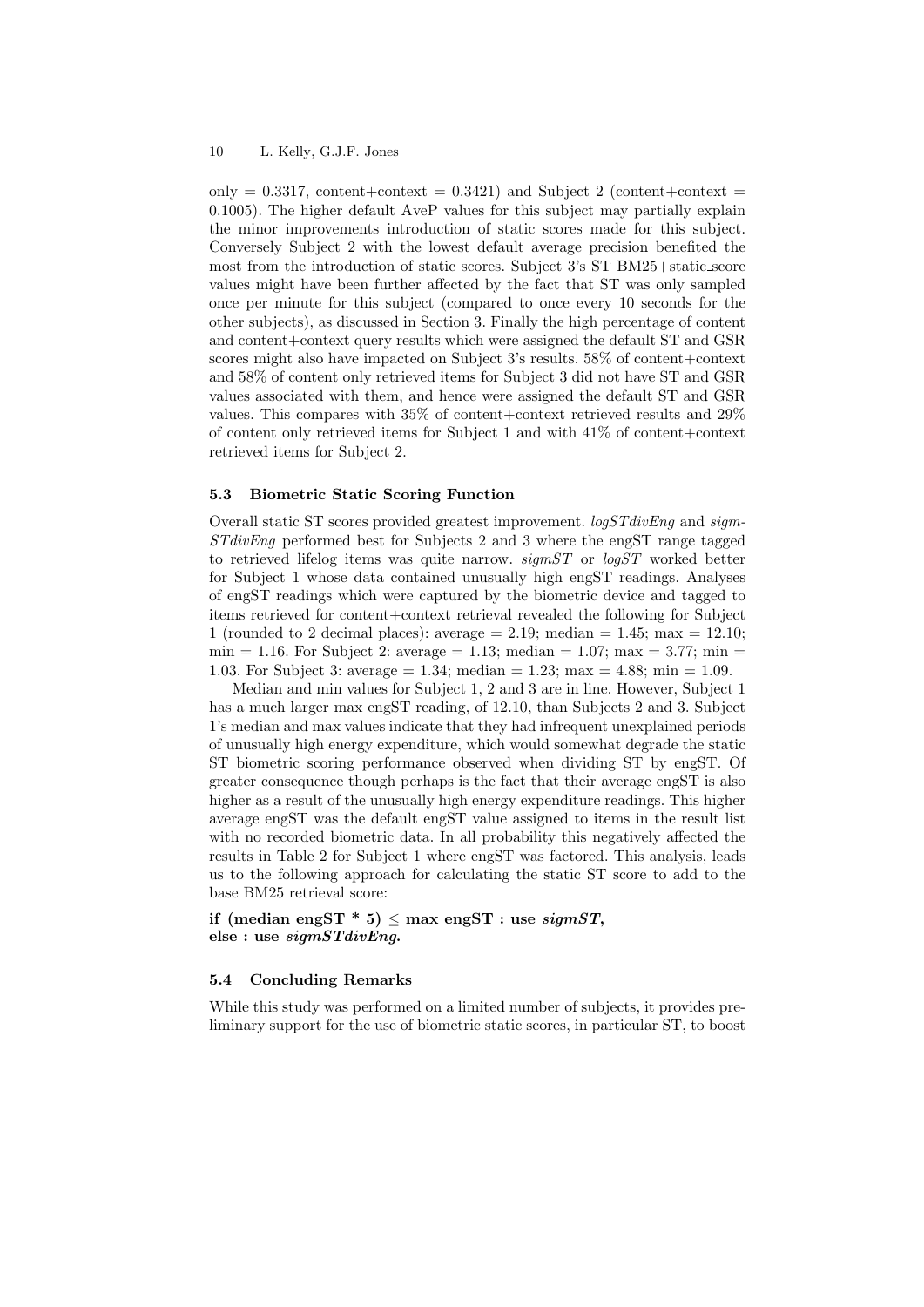only = 0.3317, content+context = 0.3421) and Subject 2 (content+context = 0.1005). The higher default AveP values for this subject may partially explain the minor improvements introduction of static scores made for this subject. Conversely Subject 2 with the lowest default average precision benefited the most from the introduction of static scores. Subject 3's ST BM25+static_score values might have been further affected by the fact that ST was only sampled once per minute for this subject (compared to once every 10 seconds for the other subjects), as discussed in Section 3. Finally the high percentage of content and content+context query results which were assigned the default ST and GSR scores might also have impacted on Subject 3's results. 58% of content+context and 58% of content only retrieved items for Subject 3 did not have ST and GSR values associated with them, and hence were assigned the default ST and GSR values. This compares with 35% of content+context retrieved results and 29% of content only retrieved items for Subject 1 and with 41% of content+context retrieved items for Subject 2.

### 5.3 Biometric Static Scoring Function

Overall static ST scores provided greatest improvement. *logSTdivEng* and *sigmSTdivEng* performed best for Subjects 2 and 3 where the engST range tagged to retrieved lifelog items was quite narrow. *sigmST* or *logST* worked better for Subject 1 whose data contained unusually high engST readings. Analyses of engST readings which were captured by the biometric device and tagged to items retrieved for content+context retrieval revealed the following for Subject 1 (rounded to 2 decimal places): average = 2.19; median = 1.45; max = 12.10; min = 1.16. For Subject 2: average = 1.13; median = 1.07; max = 3.77; min = 1.03. For Subject 3: average = 1.34; median = 1.23; max = 4.88; min = 1.09.

Median and min values for Subject 1, 2 and 3 are in line. However, Subject 1 has a much larger max engST reading, of 12.10, than Subjects 2 and 3. Subject 1's median and max values indicate that they had infrequent unexplained periods of unusually high energy expenditure, which would somewhat degrade the static ST biometric scoring performance observed when dividing ST by engST. Of greater consequence though perhaps is the fact that their average engST is also higher as a result of the unusually high energy expenditure readings. This higher average engST was the default engST value assigned to items in the result list with no recorded biometric data. In all probability this negatively affected the results in Table 2 for Subject 1 where engST was factored. This analysis, leads us to the following approach for calculating the static ST score to add to the base BM25 retrieval score:

**if (median engST * 5) ≤ max engST : use *sigmST*,**
**else : use *sigmSTdivEng*.**

### 5.4 Concluding Remarks

While this study was performed on a limited number of subjects, it provides preliminary support for the use of biometric static scores, in particular ST, to boost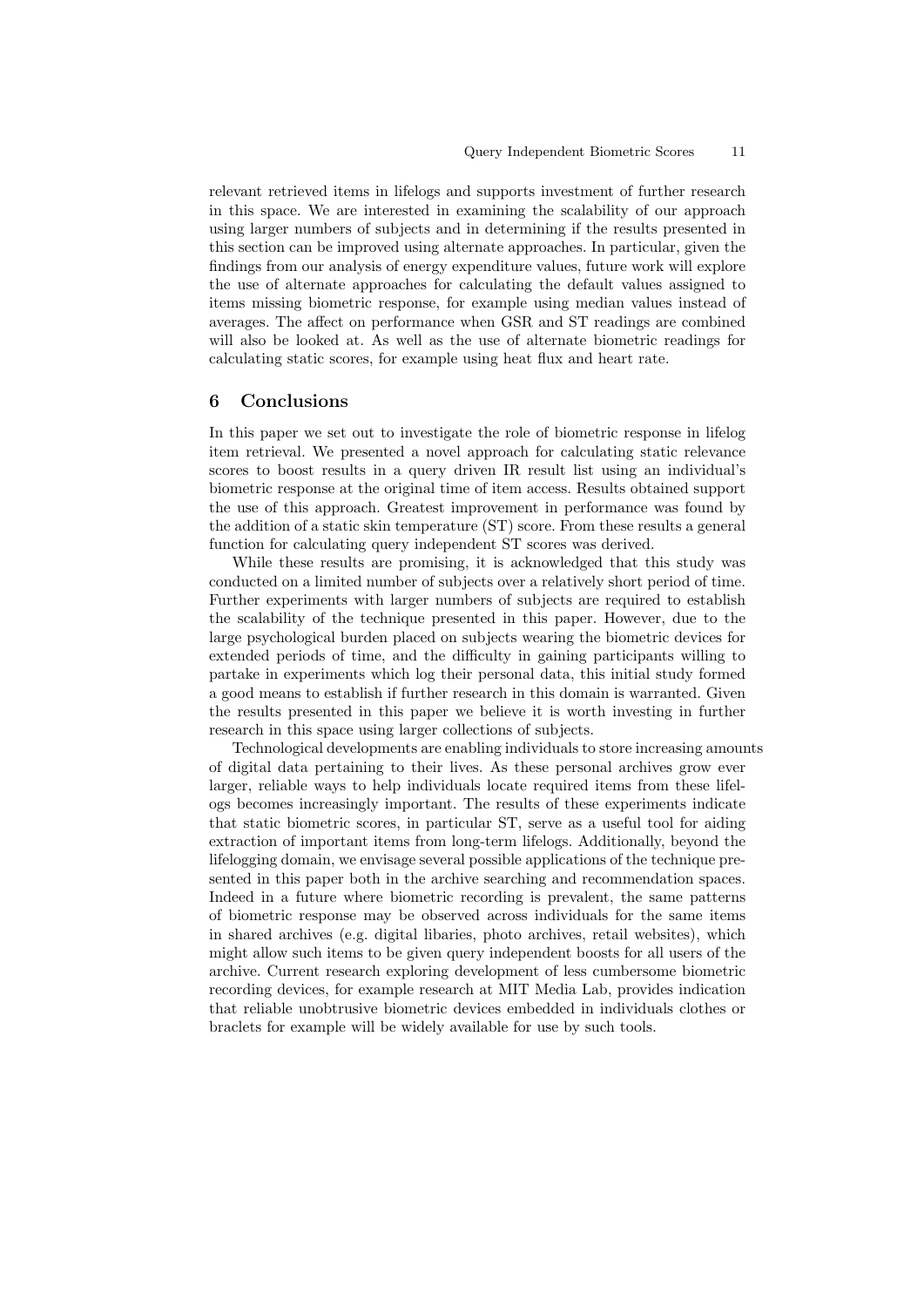relevant retrieved items in lifelogs and supports investment of further research in this space. We are interested in examining the scalability of our approach using larger numbers of subjects and in determining if the results presented in this section can be improved using alternate approaches. In particular, given the findings from our analysis of energy expenditure values, future work will explore the use of alternate approaches for calculating the default values assigned to items missing biometric response, for example using median values instead of averages. The affect on performance when GSR and ST readings are combined will also be looked at. As well as the use of alternate biometric readings for calculating static scores, for example using heat flux and heart rate.

## 6 Conclusions

In this paper we set out to investigate the role of biometric response in lifelog item retrieval. We presented a novel approach for calculating static relevance scores to boost results in a query driven IR result list using an individual's biometric response at the original time of item access. Results obtained support the use of this approach. Greatest improvement in performance was found by the addition of a static skin temperature (ST) score. From these results a general function for calculating query independent ST scores was derived.

While these results are promising, it is acknowledged that this study was conducted on a limited number of subjects over a relatively short period of time. Further experiments with larger numbers of subjects are required to establish the scalability of the technique presented in this paper. However, due to the large psychological burden placed on subjects wearing the biometric devices for extended periods of time, and the difficulty in gaining participants willing to partake in experiments which log their personal data, this initial study formed a good means to establish if further research in this domain is warranted. Given the results presented in this paper we believe it is worth investing in further research in this space using larger collections of subjects.

Technological developments are enabling individuals to store increasing amounts of digital data pertaining to their lives. As these personal archives grow ever larger, reliable ways to help individuals locate required items from these lifelogs becomes increasingly important. The results of these experiments indicate that static biometric scores, in particular ST, serve as a useful tool for aiding extraction of important items from long-term lifelogs. Additionally, beyond the lifelogging domain, we envisage several possible applications of the technique presented in this paper both in the archive searching and recommendation spaces. Indeed in a future where biometric recording is prevalent, the same patterns of biometric response may be observed across individuals for the same items in shared archives (e.g. digital libaries, photo archives, retail websites), which might allow such items to be given query independent boosts for all users of the archive. Current research exploring development of less cumbersome biometric recording devices, for example research at MIT Media Lab, provides indication that reliable unobtrusive biometric devices embedded in individuals clothes or braclets for example will be widely available for use by such tools.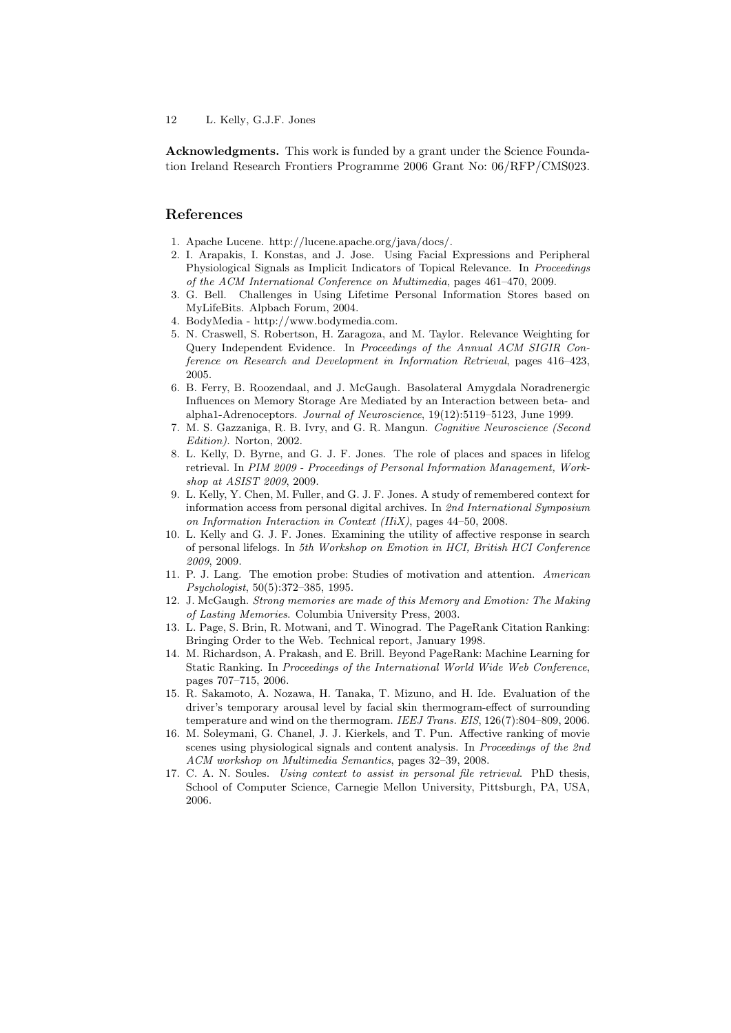**Acknowledgments.** This work is funded by a grant under the Science Foundation Ireland Research Frontiers Programme 2006 Grant No: 06/RFP/CMS023.

## References

1. Apache Lucene. http://lucene.apache.org/java/docs/.
2. I. Arapakis, I. Konstas, and J. Jose. Using Facial Expressions and Peripheral Physiological Signals as Implicit Indicators of Topical Relevance. In *Proceedings of the ACM International Conference on Multimedia*, pages 461–470, 2009.
3. G. Bell. Challenges in Using Lifetime Personal Information Stores based on MyLifeBits. Alpbach Forum, 2004.
4. BodyMedia - http://www.bodymedia.com.
5. N. Craswell, S. Robertson, H. Zaragoza, and M. Taylor. Relevance Weighting for Query Independent Evidence. In *Proceedings of the Annual ACM SIGIR Conference on Research and Development in Information Retrieval*, pages 416–423, 2005.
6. B. Ferry, B. Roozendaal, and J. McGaugh. Basolateral Amygdala Noradrenergic Influences on Memory Storage Are Mediated by an Interaction between beta- and alpha1-Adrenoceptors. *Journal of Neuroscience*, 19(12):5119–5123, June 1999.
7. M. S. Gazzaniga, R. B. Ivry, and G. R. Mangun. *Cognitive Neuroscience (Second Edition)*. Norton, 2002.
8. L. Kelly, D. Byrne, and G. J. F. Jones. The role of places and spaces in lifelog retrieval. In *PIM 2009 - Proceedings of Personal Information Management, Workshop at ASIST 2009*, 2009.
9. L. Kelly, Y. Chen, M. Fuller, and G. J. F. Jones. A study of remembered context for information access from personal digital archives. In *2nd International Symposium on Information Interaction in Context (IIiX)*, pages 44–50, 2008.
10. L. Kelly and G. J. F. Jones. Examining the utility of affective response in search of personal lifelogs. In *5th Workshop on Emotion in HCI, British HCI Conference 2009*, 2009.
11. P. J. Lang. The emotion probe: Studies of motivation and attention. *American Psychologist*, 50(5):372–385, 1995.
12. J. McGaugh. *Strong memories are made of this Memory and Emotion: The Making of Lasting Memories*. Columbia University Press, 2003.
13. L. Page, S. Brin, R. Motwani, and T. Winograd. The PageRank Citation Ranking: Bringing Order to the Web. Technical report, January 1998.
14. M. Richardson, A. Prakash, and E. Brill. Beyond PageRank: Machine Learning for Static Ranking. In *Proceedings of the International World Wide Web Conference*, pages 707–715, 2006.
15. R. Sakamoto, A. Nozawa, H. Tanaka, T. Mizuno, and H. Ide. Evaluation of the driver's temporary arousal level by facial skin thermogram-effect of surrounding temperature and wind on the thermogram. *IEEJ Trans. EIS*, 126(7):804–809, 2006.
16. M. Soleymani, G. Chanel, J. J. Kierkels, and T. Pun. Affective ranking of movie scenes using physiological signals and content analysis. In *Proceedings of the 2nd ACM workshop on Multimedia Semantics*, pages 32–39, 2008.
17. C. A. N. Soules. *Using context to assist in personal file retrieval*. PhD thesis, School of Computer Science, Carnegie Mellon University, Pittsburgh, PA, USA, 2006.